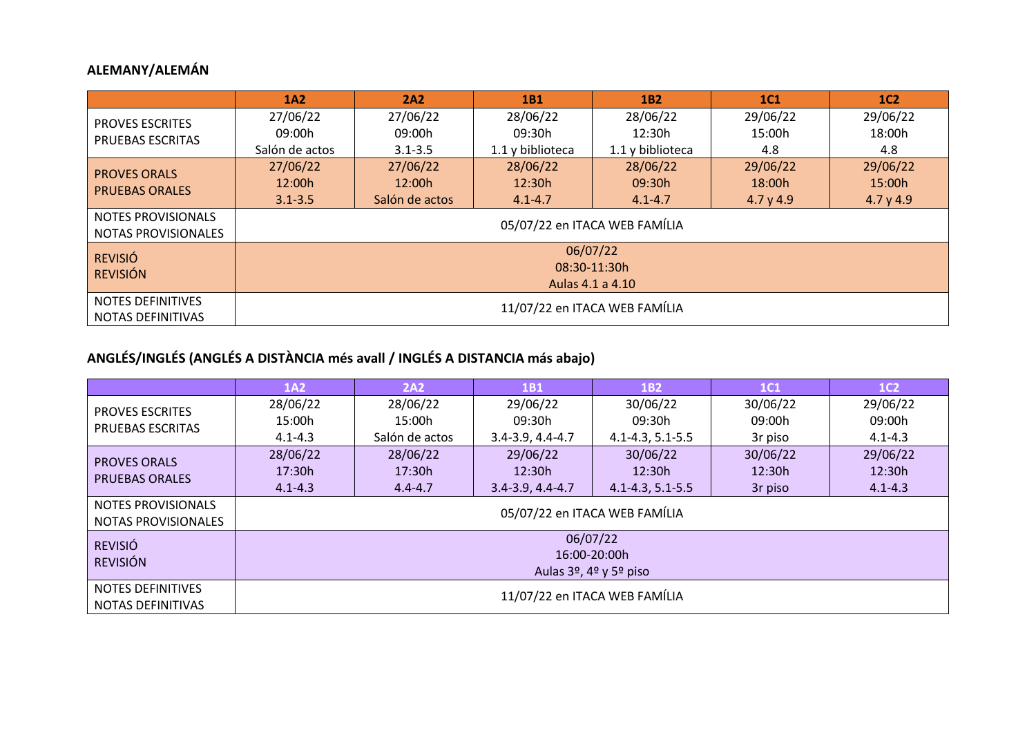## ALEMANY/ALEMÁN

| | 1A2 | 2A2 | 1B1 | 1B2 | 1C1 | 1C2 |
|---|---|---|---|---|---|---|
| PROVES ESCRITES<br>PRUEBAS ESCRITAS | 27/06/22<br>09:00h<br>Salón de actos | 27/06/22<br>09:00h<br>3.1-3.5 | 28/06/22<br>09:30h<br>1.1 y biblioteca | 28/06/22<br>12:30h<br>1.1 y biblioteca | 29/06/22<br>15:00h<br>4.8 | 29/06/22<br>18:00h<br>4.8 |
| PROVES ORALS<br>PRUEBAS ORALES | 27/06/22<br>12:00h<br>3.1-3.5 | 27/06/22<br>12:00h<br>Salón de actos | 28/06/22<br>12:30h<br>4.1-4.7 | 28/06/22<br>09:30h<br>4.1-4.7 | 29/06/22<br>18:00h<br>4.7 y 4.9 | 29/06/22<br>15:00h<br>4.7 y 4.9 |
| NOTES PROVISIONALS<br>NOTAS PROVISIONALES | 05/07/22 en ITACA WEB FAMÍLIA | | | | | |
| REVISIÓ<br>REVISIÓN | 06/07/22<br>08:30-11:30h<br>Aulas 4.1 a 4.10 | | | | | |
| NOTES DEFINITIVES<br>NOTAS DEFINITIVAS | 11/07/22 en ITACA WEB FAMÍLIA | | | | | |

## ANGLÉS/INGLÉS (ANGLÉS A DISTÀNCIA més avall / INGLÉS A DISTANCIA más abajo)

| | 1A2 | 2A2 | 1B1 | 1B2 | 1C1 | 1C2 |
|---|---|---|---|---|---|---|
| PROVES ESCRITES<br>PRUEBAS ESCRITAS | 28/06/22<br>15:00h<br>4.1-4.3 | 28/06/22<br>15:00h<br>Salón de actos | 29/06/22<br>09:30h<br>3.4-3.9, 4.4-4.7 | 30/06/22<br>09:30h<br>4.1-4.3, 5.1-5.5 | 30/06/22<br>09:00h<br>3r piso | 29/06/22<br>09:00h<br>4.1-4.3 |
| PROVES ORALS<br>PRUEBAS ORALES | 28/06/22<br>17:30h<br>4.1-4.3 | 28/06/22<br>17:30h<br>4.4-4.7 | 29/06/22<br>12:30h<br>3.4-3.9, 4.4-4.7 | 30/06/22<br>12:30h<br>4.1-4.3, 5.1-5.5 | 30/06/22<br>12:30h<br>3r piso | 29/06/22<br>12:30h<br>4.1-4.3 |
| NOTES PROVISIONALS<br>NOTAS PROVISIONALES | 05/07/22 en ITACA WEB FAMÍLIA | | | | | |
| REVISIÓ<br>REVISIÓN | 06/07/22<br>16:00-20:00h<br>Aulas 3º, 4º y 5º piso | | | | | |
| NOTES DEFINITIVES<br>NOTAS DEFINITIVAS | 11/07/22 en ITACA WEB FAMÍLIA | | | | | |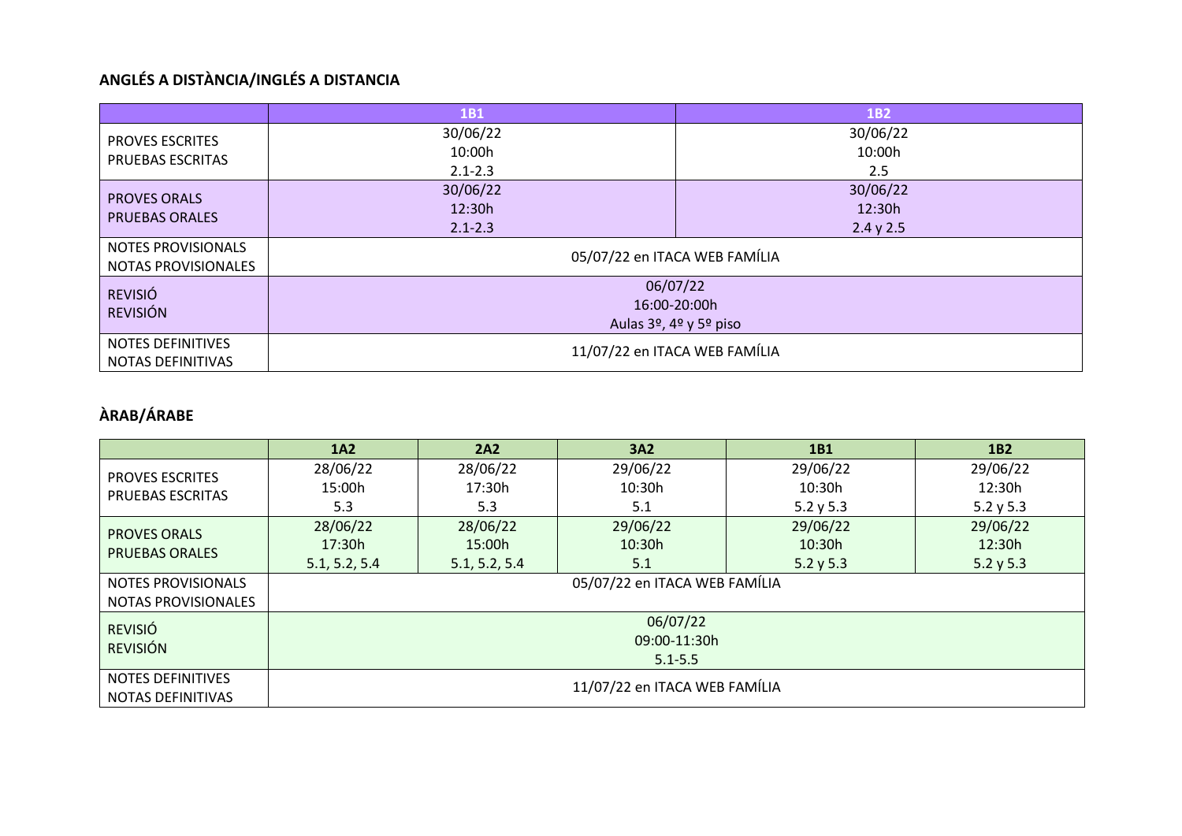**ANGLÉS A DISTÀNCIA/INGLÉS A DISTANCIA**

| | 1B1 | 1B2 |
|---|---|---|
| PROVES ESCRITES<br>PRUEBAS ESCRITAS | 30/06/22<br>10:00h<br>2.1-2.3 | 30/06/22<br>10:00h<br>2.5 |
| PROVES ORALS<br>PRUEBAS ORALES | 30/06/22<br>12:30h<br>2.1-2.3 | 30/06/22<br>12:30h<br>2.4 y 2.5 |
| NOTES PROVISIONALS<br>NOTAS PROVISIONALES | 05/07/22 en ITACA WEB FAMÍLIA | |
| REVISIÓ<br>REVISIÓN | 06/07/22<br>16:00-20:00h<br>Aulas 3º, 4º y 5º piso | |
| NOTES DEFINITIVES<br>NOTAS DEFINITIVAS | 11/07/22 en ITACA WEB FAMÍLIA | |

**ÀRAB/ÁRABE**

| | 1A2 | 2A2 | 3A2 | 1B1 | 1B2 |
|---|---|---|---|---|---|
| PROVES ESCRITES<br>PRUEBAS ESCRITAS | 28/06/22<br>15:00h<br>5.3 | 28/06/22<br>17:30h<br>5.3 | 29/06/22<br>10:30h<br>5.1 | 29/06/22<br>10:30h<br>5.2 y 5.3 | 29/06/22<br>12:30h<br>5.2 y 5.3 |
| PROVES ORALS<br>PRUEBAS ORALES | 28/06/22<br>17:30h<br>5.1, 5.2, 5.4 | 28/06/22<br>15:00h<br>5.1, 5.2, 5.4 | 29/06/22<br>10:30h<br>5.1 | 29/06/22<br>10:30h<br>5.2 y 5.3 | 29/06/22<br>12:30h<br>5.2 y 5.3 |
| NOTES PROVISIONALS<br>NOTAS PROVISIONALES | 05/07/22 en ITACA WEB FAMÍLIA | | | | |
| REVISIÓ<br>REVISIÓN | 06/07/22<br>09:00-11:30h<br>5.1-5.5 | | | | |
| NOTES DEFINITIVES<br>NOTAS DEFINITIVAS | 11/07/22 en ITACA WEB FAMÍLIA | | | | |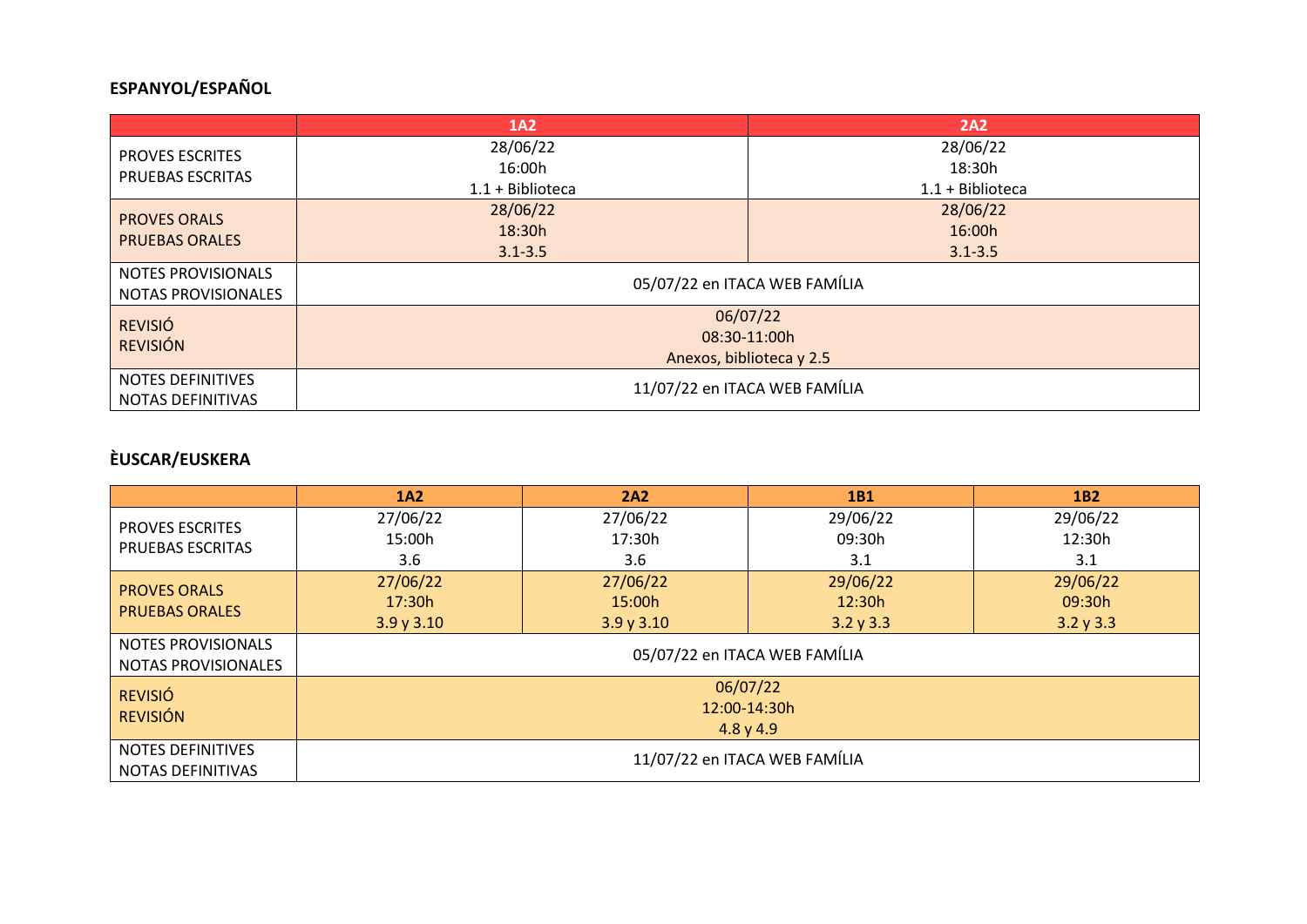**ESPANYOL/ESPAÑOL**

| | 1A2 | 2A2 |
|---|---|---|
| PROVES ESCRITES<br>PRUEBAS ESCRITAS | 28/06/22<br>16:00h<br>1.1 + Biblioteca | 28/06/22<br>18:30h<br>1.1 + Biblioteca |
| PROVES ORALS<br>PRUEBAS ORALES | 28/06/22<br>18:30h<br>3.1-3.5 | 28/06/22<br>16:00h<br>3.1-3.5 |
| NOTES PROVISIONALS<br>NOTAS PROVISIONALES | 05/07/22 en ITACA WEB FAMÍLIA | |
| REVISIÓ<br>REVISIÓN | 06/07/22<br>08:30-11:00h<br>Anexos, biblioteca y 2.5 | |
| NOTES DEFINITIVES<br>NOTAS DEFINITIVAS | 11/07/22 en ITACA WEB FAMÍLIA | |

**ÈUSCAR/EUSKERA**

| | 1A2 | 2A2 | 1B1 | 1B2 |
|---|---|---|---|---|
| PROVES ESCRITES<br>PRUEBAS ESCRITAS | 27/06/22<br>15:00h<br>3.6 | 27/06/22<br>17:30h<br>3.6 | 29/06/22<br>09:30h<br>3.1 | 29/06/22<br>12:30h<br>3.1 |
| PROVES ORALS<br>PRUEBAS ORALES | 27/06/22<br>17:30h<br>3.9 y 3.10 | 27/06/22<br>15:00h<br>3.9 y 3.10 | 29/06/22<br>12:30h<br>3.2 y 3.3 | 29/06/22<br>09:30h<br>3.2 y 3.3 |
| NOTES PROVISIONALS<br>NOTAS PROVISIONALES | 05/07/22 en ITACA WEB FAMÍLIA | | | |
| REVISIÓ<br>REVISIÓN | 06/07/22<br>12:00-14:30h<br>4.8 y 4.9 | | | |
| NOTES DEFINITIVES<br>NOTAS DEFINITIVAS | 11/07/22 en ITACA WEB FAMÍLIA | | | |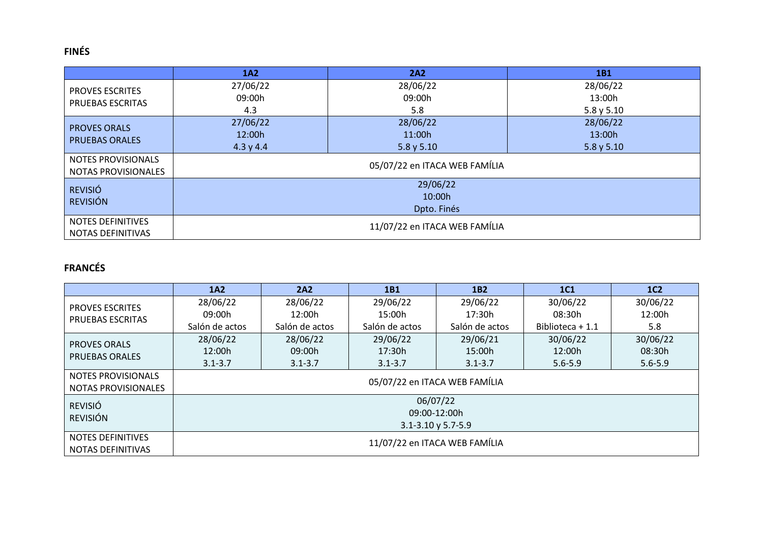**FINÉS**

| | 1A2 | 2A2 | 1B1 |
|---|---|---|---|
| PROVES ESCRITES<br>PRUEBAS ESCRITAS | 27/06/22<br>09:00h<br>4.3 | 28/06/22<br>09:00h<br>5.8 | 28/06/22<br>13:00h<br>5.8 y 5.10 |
| PROVES ORALS<br>PRUEBAS ORALES | 27/06/22<br>12:00h<br>4.3 y 4.4 | 28/06/22<br>11:00h<br>5.8 y 5.10 | 28/06/22<br>13:00h<br>5.8 y 5.10 |
| NOTES PROVISIONALS<br>NOTAS PROVISIONALES | 05/07/22 en ITACA WEB FAMÍLIA | | |
| REVISIÓ<br>REVISIÓN | 29/06/22<br>10:00h<br>Dpto. Finés | | |
| NOTES DEFINITIVES<br>NOTAS DEFINITIVAS | 11/07/22 en ITACA WEB FAMÍLIA | | |

**FRANCÉS**

| | 1A2 | 2A2 | 1B1 | 1B2 | 1C1 | 1C2 |
|---|---|---|---|---|---|---|
| PROVES ESCRITES<br>PRUEBAS ESCRITAS | 28/06/22<br>09:00h<br>Salón de actos | 28/06/22<br>12:00h<br>Salón de actos | 29/06/22<br>15:00h<br>Salón de actos | 29/06/22<br>17:30h<br>Salón de actos | 30/06/22<br>08:30h<br>Biblioteca + 1.1 | 30/06/22<br>12:00h<br>5.8 |
| PROVES ORALS<br>PRUEBAS ORALES | 28/06/22<br>12:00h<br>3.1-3.7 | 28/06/22<br>09:00h<br>3.1-3.7 | 29/06/22<br>17:30h<br>3.1-3.7 | 29/06/21<br>15:00h<br>3.1-3.7 | 30/06/22<br>12:00h<br>5.6-5.9 | 30/06/22<br>08:30h<br>5.6-5.9 |
| NOTES PROVISIONALS<br>NOTAS PROVISIONALES | 05/07/22 en ITACA WEB FAMÍLIA | | | | | |
| REVISIÓ<br>REVISIÓN | 06/07/22<br>09:00-12:00h<br>3.1-3.10 y 5.7-5.9 | | | | | |
| NOTES DEFINITIVES<br>NOTAS DEFINITIVAS | 11/07/22 en ITACA WEB FAMÍLIA | | | | | |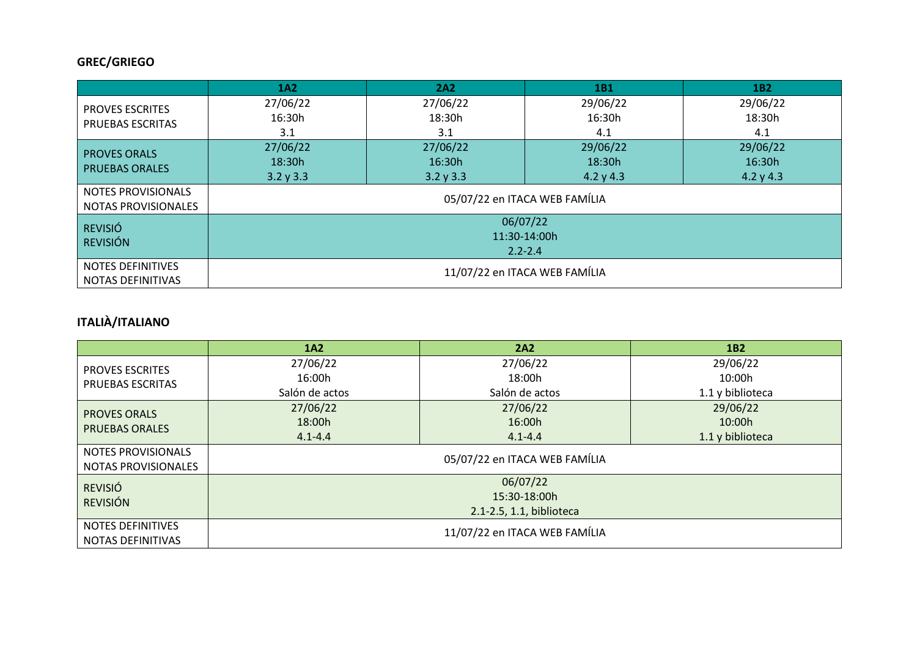**GREC/GRIEGO**

| | 1A2 | 2A2 | 1B1 | 1B2 |
|---|---|---|---|---|
| PROVES ESCRITES<br>PRUEBAS ESCRITAS | 27/06/22<br>16:30h<br>3.1 | 27/06/22<br>18:30h<br>3.1 | 29/06/22<br>16:30h<br>4.1 | 29/06/22<br>18:30h<br>4.1 |
| PROVES ORALS<br>PRUEBAS ORALES | 27/06/22<br>18:30h<br>3.2 y 3.3 | 27/06/22<br>16:30h<br>3.2 y 3.3 | 29/06/22<br>18:30h<br>4.2 y 4.3 | 29/06/22<br>16:30h<br>4.2 y 4.3 |
| NOTES PROVISIONALS<br>NOTAS PROVISIONALES | 05/07/22 en ITACA WEB FAMÍLIA | | | |
| REVISIÓ<br>REVISIÓN | 06/07/22<br>11:30-14:00h<br>2.2-2.4 | | | |
| NOTES DEFINITIVES<br>NOTAS DEFINITIVAS | 11/07/22 en ITACA WEB FAMÍLIA | | | |

**ITALIÀ/ITALIANO**

| | 1A2 | 2A2 | 1B2 |
|---|---|---|---|
| PROVES ESCRITES<br>PRUEBAS ESCRITAS | 27/06/22<br>16:00h<br>Salón de actos | 27/06/22<br>18:00h<br>Salón de actos | 29/06/22<br>10:00h<br>1.1 y biblioteca |
| PROVES ORALS<br>PRUEBAS ORALES | 27/06/22<br>18:00h<br>4.1-4.4 | 27/06/22<br>16:00h<br>4.1-4.4 | 29/06/22<br>10:00h<br>1.1 y biblioteca |
| NOTES PROVISIONALS<br>NOTAS PROVISIONALES | 05/07/22 en ITACA WEB FAMÍLIA | | |
| REVISIÓ<br>REVISIÓN | 06/07/22<br>15:30-18:00h<br>2.1-2.5, 1.1, biblioteca | | |
| NOTES DEFINITIVES<br>NOTAS DEFINITIVAS | 11/07/22 en ITACA WEB FAMÍLIA | | |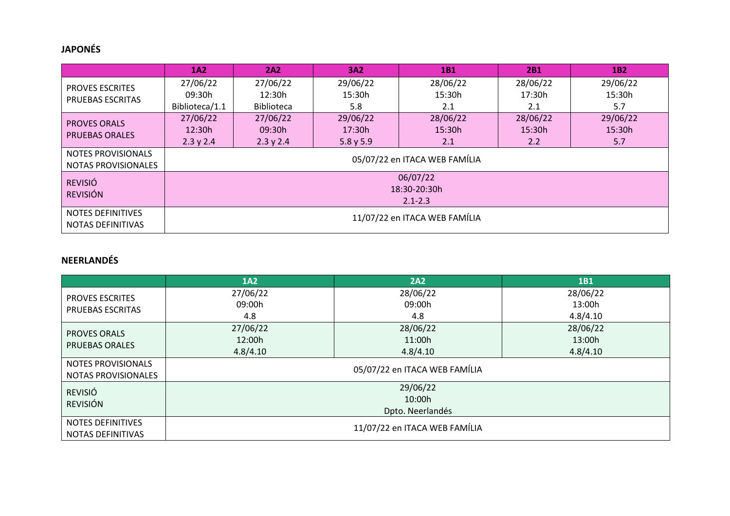**JAPONÉS**

| | 1A2 | 2A2 | 3A2 | 1B1 | 2B1 | 1B2 |
|---|---|---|---|---|---|---|
| PROVES ESCRITES<br>PRUEBAS ESCRITAS | 27/06/22<br>09:30h<br>Biblioteca/1.1 | 27/06/22<br>12:30h<br>Biblioteca | 29/06/22<br>15:30h<br>5.8 | 28/06/22<br>15:30h<br>2.1 | 28/06/22<br>17:30h<br>2.1 | 29/06/22<br>15:30h<br>5.7 |
| PROVES ORALS<br>PRUEBAS ORALES | 27/06/22<br>12:30h<br>2.3 y 2.4 | 27/06/22<br>09:30h<br>2.3 y 2.4 | 29/06/22<br>17:30h<br>5.8 y 5.9 | 28/06/22<br>15:30h<br>2.1 | 28/06/22<br>15:30h<br>2.2 | 29/06/22<br>15:30h<br>5.7 |
| NOTES PROVISIONALS<br>NOTAS PROVISIONALES | 05/07/22 en ITACA WEB FAMÍLIA | | | | | |
| REVISIÓ<br>REVISIÓN | 06/07/22<br>18:30-20:30h<br>2.1-2.3 | | | | | |
| NOTES DEFINITIVES<br>NOTAS DEFINITIVAS | 11/07/22 en ITACA WEB FAMÍLIA | | | | | |

**NEERLANDÉS**

| | 1A2 | 2A2 | 1B1 |
|---|---|---|---|
| PROVES ESCRITES<br>PRUEBAS ESCRITAS | 27/06/22<br>09:00h<br>4.8 | 28/06/22<br>09:00h<br>4.8 | 28/06/22<br>13:00h<br>4.8/4.10 |
| PROVES ORALS<br>PRUEBAS ORALES | 27/06/22<br>12:00h<br>4.8/4.10 | 28/06/22<br>11:00h<br>4.8/4.10 | 28/06/22<br>13:00h<br>4.8/4.10 |
| NOTES PROVISIONALS<br>NOTAS PROVISIONALES | 05/07/22 en ITACA WEB FAMÍLIA | | |
| REVISIÓ<br>REVISIÓN | 29/06/22<br>10:00h<br>Dpto. Neerlandés | | |
| NOTES DEFINITIVES<br>NOTAS DEFINITIVAS | 11/07/22 en ITACA WEB FAMÍLIA | | |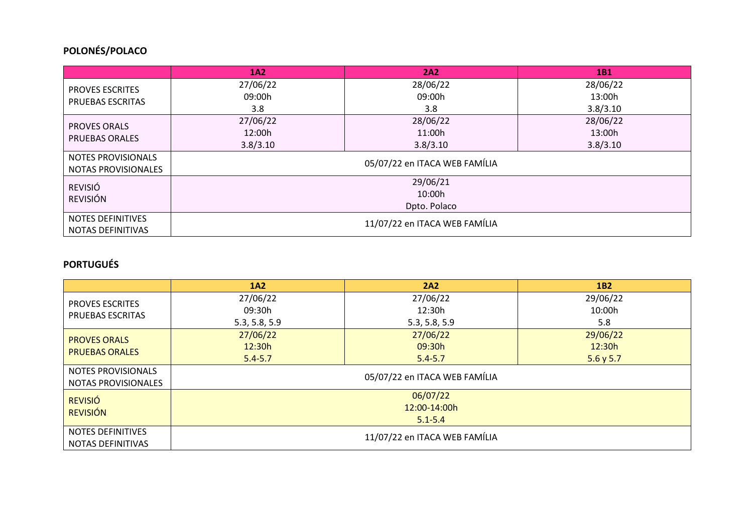**POLONÉS/POLACO**

| | 1A2 | 2A2 | 1B1 |
|---|---|---|---|
| PROVES ESCRITES<br>PRUEBAS ESCRITAS | 27/06/22<br>09:00h<br>3.8 | 28/06/22<br>09:00h<br>3.8 | 28/06/22<br>13:00h<br>3.8/3.10 |
| PROVES ORALS<br>PRUEBAS ORALES | 27/06/22<br>12:00h<br>3.8/3.10 | 28/06/22<br>11:00h<br>3.8/3.10 | 28/06/22<br>13:00h<br>3.8/3.10 |
| NOTES PROVISIONALS<br>NOTAS PROVISIONALES | 05/07/22 en ITACA WEB FAMÍLIA | | |
| REVISIÓ<br>REVISIÓN | 29/06/21<br>10:00h<br>Dpto. Polaco | | |
| NOTES DEFINITIVES<br>NOTAS DEFINITIVAS | 11/07/22 en ITACA WEB FAMÍLIA | | |

**PORTUGUÉS**

| | 1A2 | 2A2 | 1B2 |
|---|---|---|---|
| PROVES ESCRITES<br>PRUEBAS ESCRITAS | 27/06/22<br>09:30h<br>5.3, 5.8, 5.9 | 27/06/22<br>12:30h<br>5.3, 5.8, 5.9 | 29/06/22<br>10:00h<br>5.8 |
| PROVES ORALS<br>PRUEBAS ORALES | 27/06/22<br>12:30h<br>5.4-5.7 | 27/06/22<br>09:30h<br>5.4-5.7 | 29/06/22<br>12:30h<br>5.6 y 5.7 |
| NOTES PROVISIONALS<br>NOTAS PROVISIONALES | 05/07/22 en ITACA WEB FAMÍLIA | | |
| REVISIÓ<br>REVISIÓN | 06/07/22<br>12:00-14:00h<br>5.1-5.4 | | |
| NOTES DEFINITIVES<br>NOTAS DEFINITIVAS | 11/07/22 en ITACA WEB FAMÍLIA | | |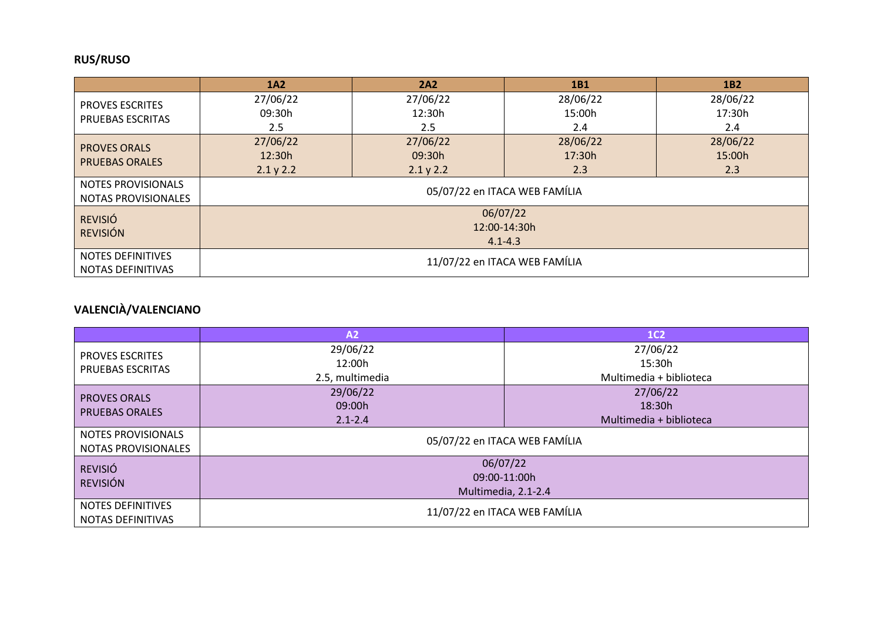**RUS/RUSO**

| | 1A2 | 2A2 | 1B1 | 1B2 |
|---|---|---|---|---|
| PROVES ESCRITES<br>PRUEBAS ESCRITAS | 27/06/22<br>09:30h<br>2.5 | 27/06/22<br>12:30h<br>2.5 | 28/06/22<br>15:00h<br>2.4 | 28/06/22<br>17:30h<br>2.4 |
| PROVES ORALS<br>PRUEBAS ORALES | 27/06/22<br>12:30h<br>2.1 y 2.2 | 27/06/22<br>09:30h<br>2.1 y 2.2 | 28/06/22<br>17:30h<br>2.3 | 28/06/22<br>15:00h<br>2.3 |
| NOTES PROVISIONALS<br>NOTAS PROVISIONALES | 05/07/22 en ITACA WEB FAMÍLIA | | | |
| REVISIÓ<br>REVISIÓN | 06/07/22<br>12:00-14:30h<br>4.1-4.3 | | | |
| NOTES DEFINITIVES<br>NOTAS DEFINITIVAS | 11/07/22 en ITACA WEB FAMÍLIA | | | |

**VALENCIÀ/VALENCIANO**

| | A2 | 1C2 |
|---|---|---|
| PROVES ESCRITES<br>PRUEBAS ESCRITAS | 29/06/22<br>12:00h<br>2.5, multimedia | 27/06/22<br>15:30h<br>Multimedia + biblioteca |
| PROVES ORALS<br>PRUEBAS ORALES | 29/06/22<br>09:00h<br>2.1-2.4 | 27/06/22<br>18:30h<br>Multimedia + biblioteca |
| NOTES PROVISIONALS<br>NOTAS PROVISIONALES | 05/07/22 en ITACA WEB FAMÍLIA | |
| REVISIÓ<br>REVISIÓN | 06/07/22<br>09:00-11:00h<br>Multimedia, 2.1-2.4 | |
| NOTES DEFINITIVES<br>NOTAS DEFINITIVAS | 11/07/22 en ITACA WEB FAMÍLIA | |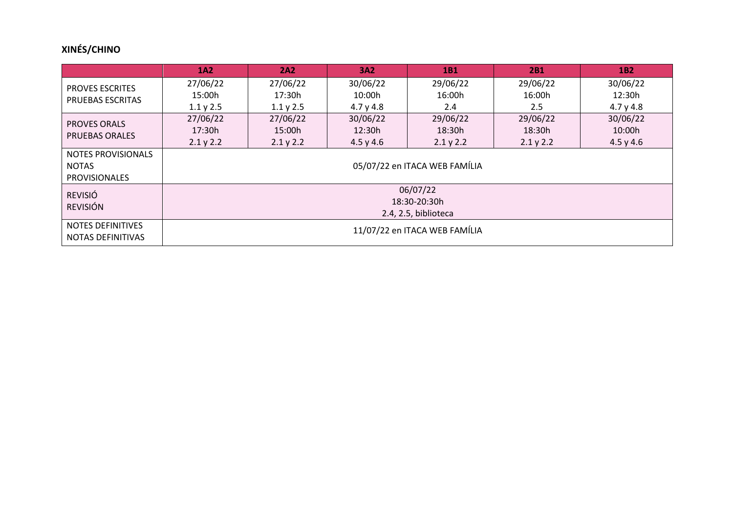**XINÉS/CHINO**

| | 1A2 | 2A2 | 3A2 | 1B1 | 2B1 | 1B2 |
|---|---|---|---|---|---|---|
| PROVES ESCRITES<br>PRUEBAS ESCRITAS | 27/06/22<br>15:00h<br>1.1 y 2.5 | 27/06/22<br>17:30h<br>1.1 y 2.5 | 30/06/22<br>10:00h<br>4.7 y 4.8 | 29/06/22<br>16:00h<br>2.4 | 29/06/22<br>16:00h<br>2.5 | 30/06/22<br>12:30h<br>4.7 y 4.8 |
| PROVES ORALS<br>PRUEBAS ORALES | 27/06/22<br>17:30h<br>2.1 y 2.2 | 27/06/22<br>15:00h<br>2.1 y 2.2 | 30/06/22<br>12:30h<br>4.5 y 4.6 | 29/06/22<br>18:30h<br>2.1 y 2.2 | 29/06/22<br>18:30h<br>2.1 y 2.2 | 30/06/22<br>10:00h<br>4.5 y 4.6 |
| NOTES PROVISIONALS<br>NOTAS PROVISIONALES | 05/07/22 en ITACA WEB FAMÍLIA | | | | | |
| REVISIÓ<br>REVISIÓN | 06/07/22<br>18:30-20:30h<br>2.4, 2.5, biblioteca | | | | | |
| NOTES DEFINITIVES<br>NOTAS DEFINITIVAS | 11/07/22 en ITACA WEB FAMÍLIA | | | | | |